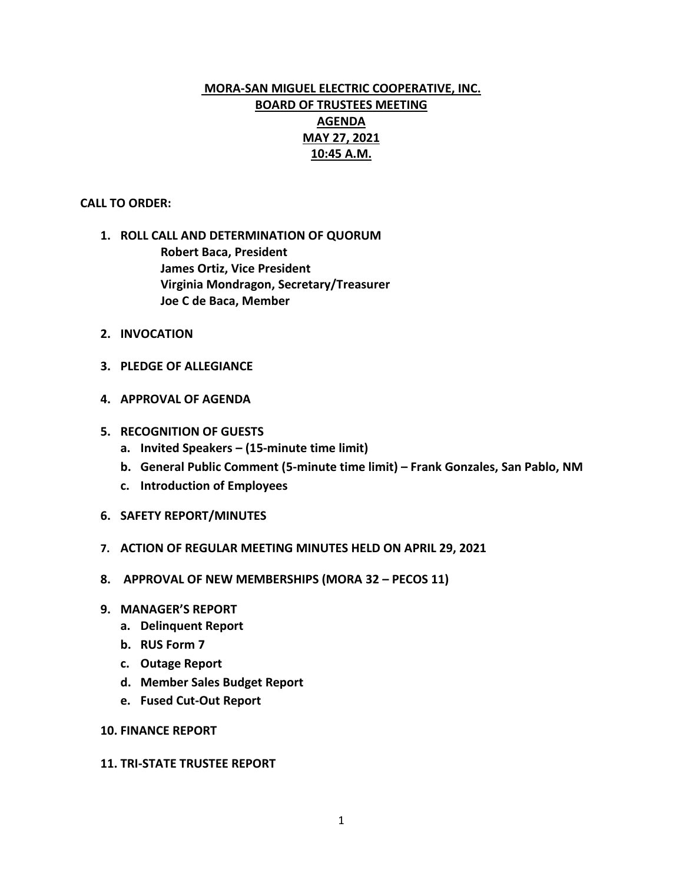**MORA-SAN MIGUEL ELECTRIC COOPERATIVE, INC.**
**BOARD OF TRUSTEES MEETING**
**AGENDA**
**MAY 27, 2021**
**10:45 A.M.**

**CALL TO ORDER:**

1. **ROLL CALL AND DETERMINATION OF QUORUM**
   **Robert Baca, President**
   **James Ortiz, Vice President**
   **Virginia Mondragon, Secretary/Treasurer**
   **Joe C de Baca, Member**

2. **INVOCATION**

3. **PLEDGE OF ALLEGIANCE**

4. **APPROVAL OF AGENDA**

5. **RECOGNITION OF GUESTS**
   a. **Invited Speakers – (15-minute time limit)**
   b. **General Public Comment (5-minute time limit) – Frank Gonzales, San Pablo, NM**
   c. **Introduction of Employees**

6. **SAFETY REPORT/MINUTES**

7. **ACTION OF REGULAR MEETING MINUTES HELD ON APRIL 29, 2021**

8. **APPROVAL OF NEW MEMBERSHIPS (MORA 32 – PECOS 11)**

9. **MANAGER'S REPORT**
   a. **Delinquent Report**
   b. **RUS Form 7**
   c. **Outage Report**
   d. **Member Sales Budget Report**
   e. **Fused Cut-Out Report**

10. **FINANCE REPORT**

11. **TRI-STATE TRUSTEE REPORT**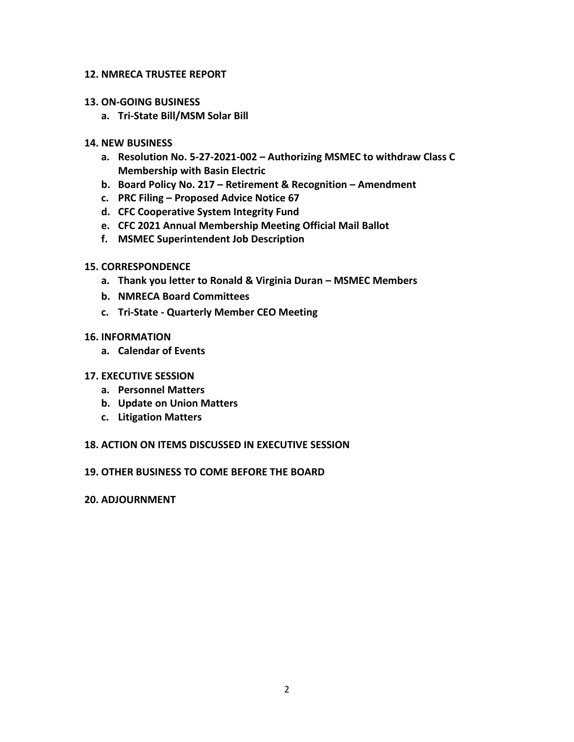**12. NMRECA TRUSTEE REPORT**

**13. ON-GOING BUSINESS**

- **a. Tri-State Bill/MSM Solar Bill**

**14. NEW BUSINESS**

- **a. Resolution No. 5-27-2021-002 – Authorizing MSMEC to withdraw Class C Membership with Basin Electric**
- **b. Board Policy No. 217 – Retirement & Recognition – Amendment**
- **c. PRC Filing – Proposed Advice Notice 67**
- **d. CFC Cooperative System Integrity Fund**
- **e. CFC 2021 Annual Membership Meeting Official Mail Ballot**
- **f. MSMEC Superintendent Job Description**

**15. CORRESPONDENCE**

- **a. Thank you letter to Ronald & Virginia Duran – MSMEC Members**
- **b. NMRECA Board Committees**
- **c. Tri-State - Quarterly Member CEO Meeting**

**16. INFORMATION**

- **a. Calendar of Events**

**17. EXECUTIVE SESSION**

- **a. Personnel Matters**
- **b. Update on Union Matters**
- **c. Litigation Matters**

**18. ACTION ON ITEMS DISCUSSED IN EXECUTIVE SESSION**

**19. OTHER BUSINESS TO COME BEFORE THE BOARD**

**20. ADJOURNMENT**